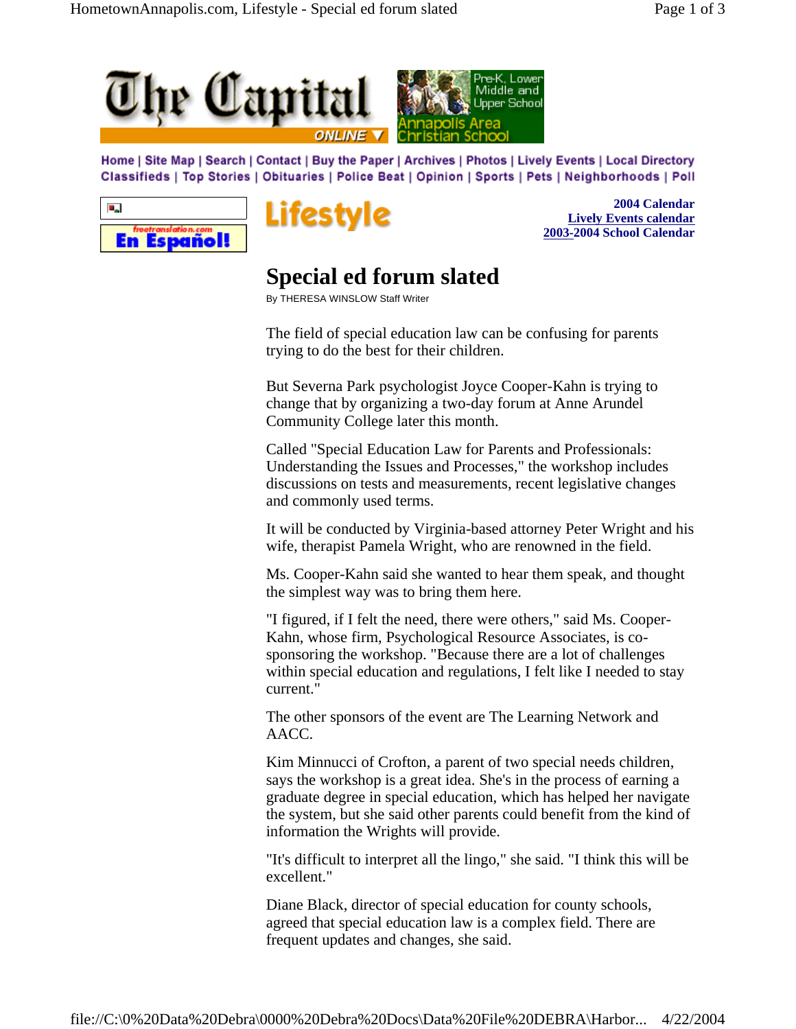The Capital ONLINE

Pre-K, Lower Middle and Upper School Annapolis Area Christian School

Home | Site Map | Search | Contact | Buy the Paper | Archives | Photos | Lively Events | Local Directory
Classifieds | Top Stories | Obituaries | Police Beat | Opinion | Sports | Pets | Neighborhoods | Poll

freetranslation.com En Español!

Lifestyle

**2004 Calendar**
**Lively Events calendar**
**2003-2004 School Calendar**

# Special ed forum slated

By THERESA WINSLOW Staff Writer

The field of special education law can be confusing for parents trying to do the best for their children.

But Severna Park psychologist Joyce Cooper-Kahn is trying to change that by organizing a two-day forum at Anne Arundel Community College later this month.

Called "Special Education Law for Parents and Professionals: Understanding the Issues and Processes," the workshop includes discussions on tests and measurements, recent legislative changes and commonly used terms.

It will be conducted by Virginia-based attorney Peter Wright and his wife, therapist Pamela Wright, who are renowned in the field.

Ms. Cooper-Kahn said she wanted to hear them speak, and thought the simplest way was to bring them here.

"I figured, if I felt the need, there were others," said Ms. Cooper-Kahn, whose firm, Psychological Resource Associates, is co-sponsoring the workshop. "Because there are a lot of challenges within special education and regulations, I felt like I needed to stay current."

The other sponsors of the event are The Learning Network and AACC.

Kim Minnucci of Crofton, a parent of two special needs children, says the workshop is a great idea. She's in the process of earning a graduate degree in special education, which has helped her navigate the system, but she said other parents could benefit from the kind of information the Wrights will provide.

"It's difficult to interpret all the lingo," she said. "I think this will be excellent."

Diane Black, director of special education for county schools, agreed that special education law is a complex field. There are frequent updates and changes, she said.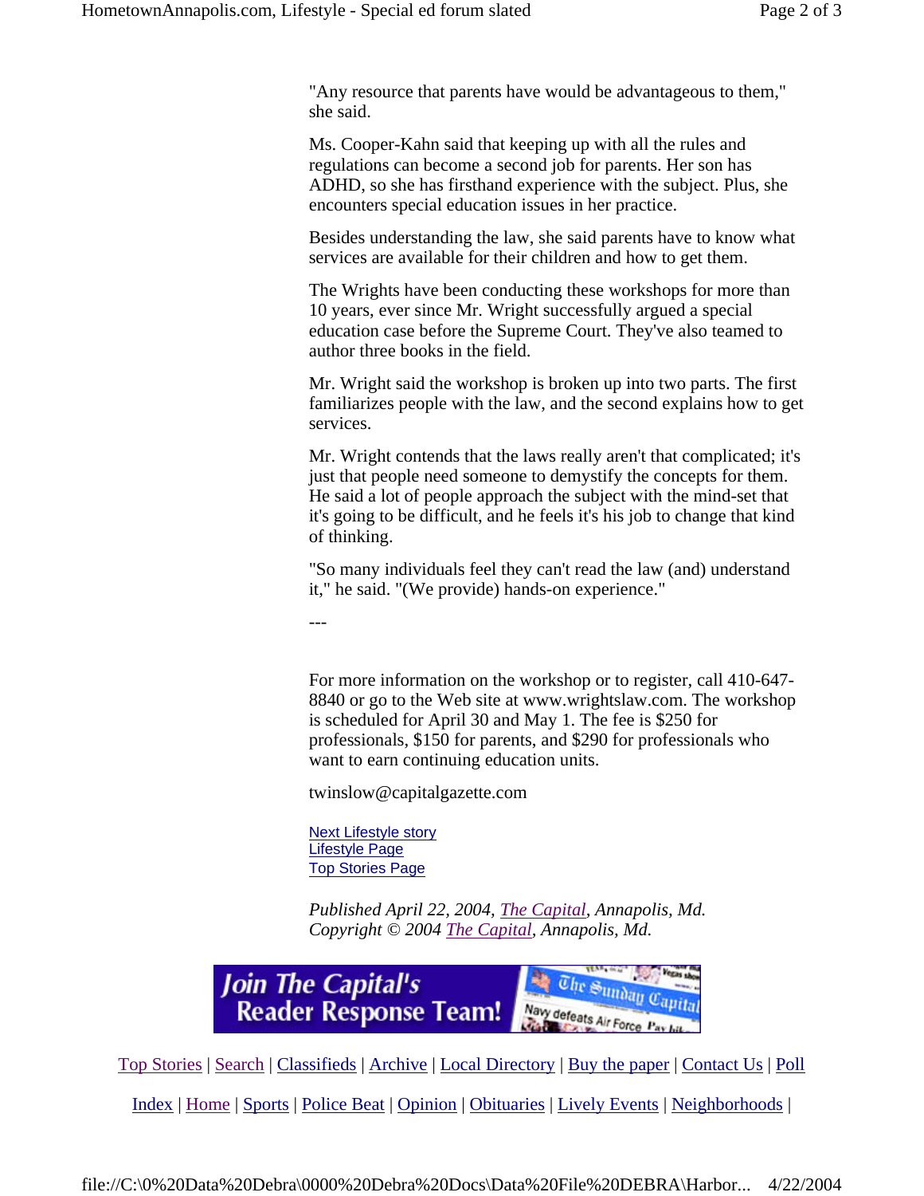"Any resource that parents have would be advantageous to them," she said.

Ms. Cooper-Kahn said that keeping up with all the rules and regulations can become a second job for parents. Her son has ADHD, so she has firsthand experience with the subject. Plus, she encounters special education issues in her practice.

Besides understanding the law, she said parents have to know what services are available for their children and how to get them.

The Wrights have been conducting these workshops for more than 10 years, ever since Mr. Wright successfully argued a special education case before the Supreme Court. They've also teamed to author three books in the field.

Mr. Wright said the workshop is broken up into two parts. The first familiarizes people with the law, and the second explains how to get services.

Mr. Wright contends that the laws really aren't that complicated; it's just that people need someone to demystify the concepts for them. He said a lot of people approach the subject with the mind-set that it's going to be difficult, and he feels it's his job to change that kind of thinking.

"So many individuals feel they can't read the law (and) understand it," he said. "(We provide) hands-on experience."

---

For more information on the workshop or to register, call 410-647-8840 or go to the Web site at www.wrightslaw.com. The workshop is scheduled for April 30 and May 1. The fee is $250 for professionals, $150 for parents, and $290 for professionals who want to earn continuing education units.

twinslow@capitalgazette.com

Next Lifestyle story
Lifestyle Page
Top Stories Page

*Published April 22, 2004, The Capital, Annapolis, Md.*
*Copyright © 2004 The Capital, Annapolis, Md.*

Join The Capital's Reader Response Team!

Top Stories | Search | Classifieds | Archive | Local Directory | Buy the paper | Contact Us | Poll

Index | Home | Sports | Police Beat | Opinion | Obituaries | Lively Events | Neighborhoods |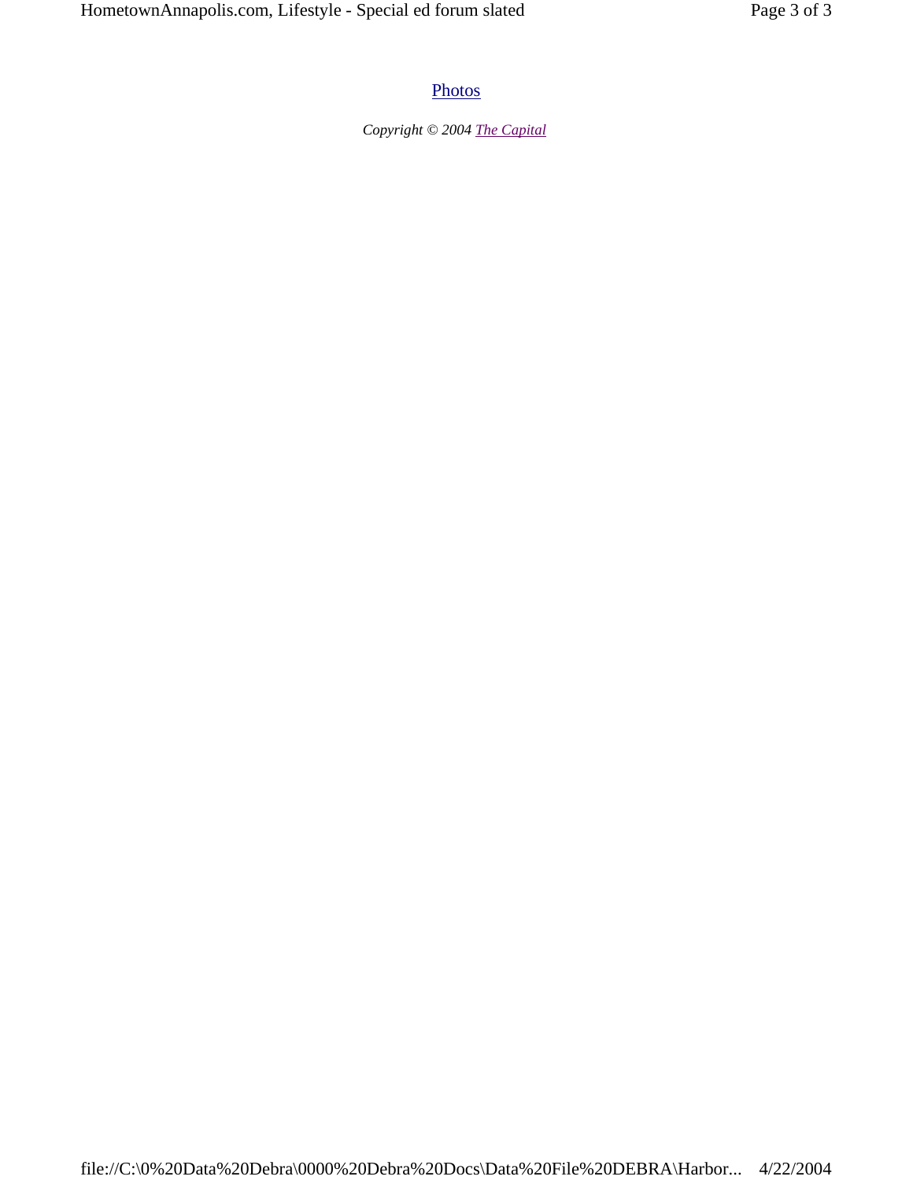Photos

*Copyright © 2004 The Capital*